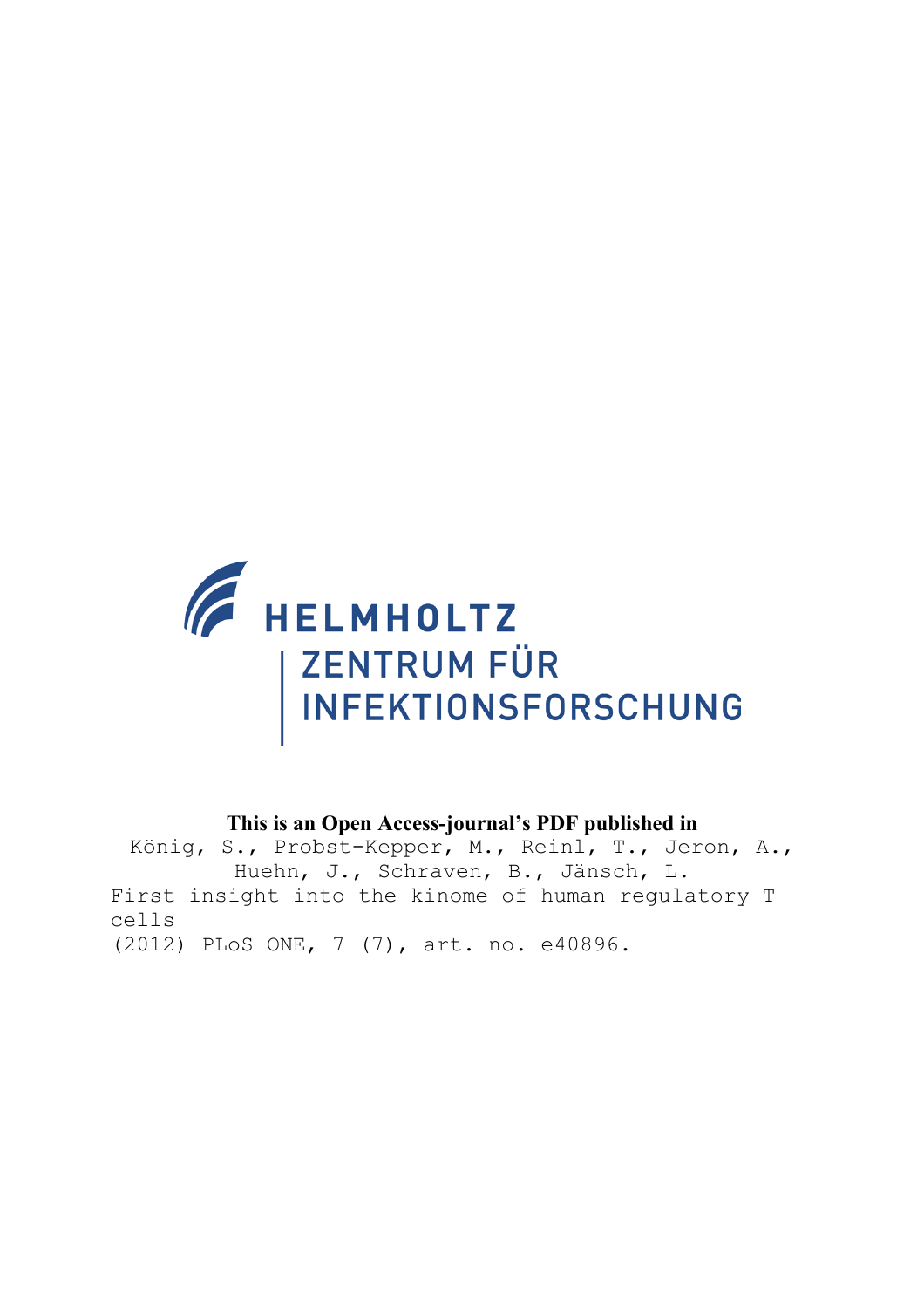HELMHOLTZ
ZENTRUM FÜR
INFEKTIONSFORSCHUNG

**This is an Open Access-journal's PDF published in**

König, S., Probst-Kepper, M., Reinl, T., Jeron, A., Huehn, J., Schraven, B., Jänsch, L.
First insight into the kinome of human regulatory T cells
(2012) PLoS ONE, 7 (7), art. no. e40896.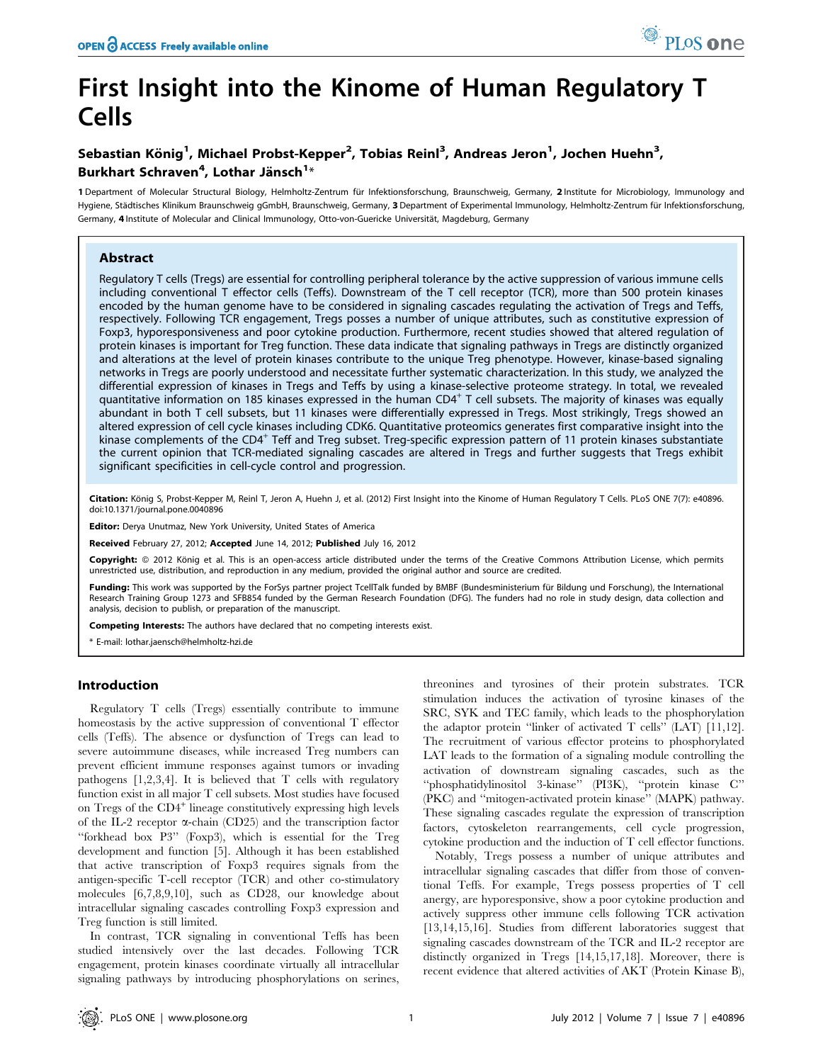# First Insight into the Kinome of Human Regulatory T Cells

## Sebastian König[1], Michael Probst-Kepper[2], Tobias Reinl[3], Andreas Jeron[1], Jochen Huehn[3], Burkhart Schraven[4], Lothar Jänsch[1]*

**1** Department of Molecular Structural Biology, Helmholtz-Zentrum für Infektionsforschung, Braunschweig, Germany, **2** Institute for Microbiology, Immunology and Hygiene, Städtisches Klinikum Braunschweig gGmbH, Braunschweig, Germany, **3** Department of Experimental Immunology, Helmholtz-Zentrum für Infektionsforschung, Germany, **4** Institute of Molecular and Clinical Immunology, Otto-von-Guericke Universität, Magdeburg, Germany

### Abstract

Regulatory T cells (Tregs) are essential for controlling peripheral tolerance by the active suppression of various immune cells including conventional T effector cells (Teffs). Downstream of the T cell receptor (TCR), more than 500 protein kinases encoded by the human genome have to be considered in signaling cascades regulating the activation of Tregs and Teffs, respectively. Following TCR engagement, Tregs posses a number of unique attributes, such as constitutive expression of Foxp3, hyporesponsiveness and poor cytokine production. Furthermore, recent studies showed that altered regulation of protein kinases is important for Treg function. These data indicate that signaling pathways in Tregs are distinctly organized and alterations at the level of protein kinases contribute to the unique Treg phenotype. However, kinase-based signaling networks in Tregs are poorly understood and necessitate further systematic characterization. In this study, we analyzed the differential expression of kinases in Tregs and Teffs by using a kinase-selective proteome strategy. In total, we revealed quantitative information on 185 kinases expressed in the human CD4[+] T cell subsets. The majority of kinases was equally abundant in both T cell subsets, but 11 kinases were differentially expressed in Tregs. Most strikingly, Tregs showed an altered expression of cell cycle kinases including CDK6. Quantitative proteomics generates first comparative insight into the kinase complements of the CD4[+] Teff and Treg subset. Treg-specific expression pattern of 11 protein kinases substantiate the current opinion that TCR-mediated signaling cascades are altered in Tregs and further suggests that Tregs exhibit significant specificities in cell-cycle control and progression.

**Citation:** König S, Probst-Kepper M, Reinl T, Jeron A, Huehn J, et al. (2012) First Insight into the Kinome of Human Regulatory T Cells. PLoS ONE 7(7): e40896. doi:10.1371/journal.pone.0040896

**Editor:** Derya Unutmaz, New York University, United States of America

**Received** February 27, 2012; **Accepted** June 14, 2012; **Published** July 16, 2012

**Copyright:** © 2012 König et al. This is an open-access article distributed under the terms of the Creative Commons Attribution License, which permits unrestricted use, distribution, and reproduction in any medium, provided the original author and source are credited.

**Funding:** This work was supported by the ForSys partner project TcellTalk funded by BMBF (Bundesministerium für Bildung und Forschung), the International Research Training Group 1273 and SFB854 funded by the German Research Foundation (DFG). The funders had no role in study design, data collection and analysis, decision to publish, or preparation of the manuscript.

**Competing Interests:** The authors have declared that no competing interests exist.

\* E-mail: lothar.jaensch@helmholtz-hzi.de

## Introduction

Regulatory T cells (Tregs) essentially contribute to immune homeostasis by the active suppression of conventional T effector cells (Teffs). The absence or dysfunction of Tregs can lead to severe autoimmune diseases, while increased Treg numbers can prevent efficient immune responses against tumors or invading pathogens [1,2,3,4]. It is believed that T cells with regulatory function exist in all major T cell subsets. Most studies have focused on Tregs of the CD4[+] lineage constitutively expressing high levels of the IL-2 receptor α-chain (CD25) and the transcription factor "forkhead box P3" (Foxp3), which is essential for the Treg development and function [5]. Although it has been established that active transcription of Foxp3 requires signals from the antigen-specific T-cell receptor (TCR) and other co-stimulatory molecules [6,7,8,9,10], such as CD28, our knowledge about intracellular signaling cascades controlling Foxp3 expression and Treg function is still limited.

In contrast, TCR signaling in conventional Teffs has been studied intensively over the last decades. Following TCR engagement, protein kinases coordinate virtually all intracellular signaling pathways by introducing phosphorylations on serines, threonines and tyrosines of their protein substrates. TCR stimulation induces the activation of tyrosine kinases of the SRC, SYK and TEC family, which leads to the phosphorylation the adaptor protein "linker of activated T cells" (LAT) [11,12]. The recruitment of various effector proteins to phosphorylated LAT leads to the formation of a signaling module controlling the activation of downstream signaling cascades, such as the "phosphatidylinositol 3-kinase" (PI3K), "protein kinase C" (PKC) and "mitogen-activated protein kinase" (MAPK) pathway. These signaling cascades regulate the expression of transcription factors, cytoskeleton rearrangements, cell cycle progression, cytokine production and the induction of T cell effector functions.

Notably, Tregs possess a number of unique attributes and intracellular signaling cascades that differ from those of conventional Teffs. For example, Tregs possess properties of T cell anergy, are hyporesponsive, show a poor cytokine production and actively suppress other immune cells following TCR activation [13,14,15,16]. Studies from different laboratories suggest that signaling cascades downstream of the TCR and IL-2 receptor are distinctly organized in Tregs [14,15,17,18]. Moreover, there is recent evidence that altered activities of AKT (Protein Kinase B),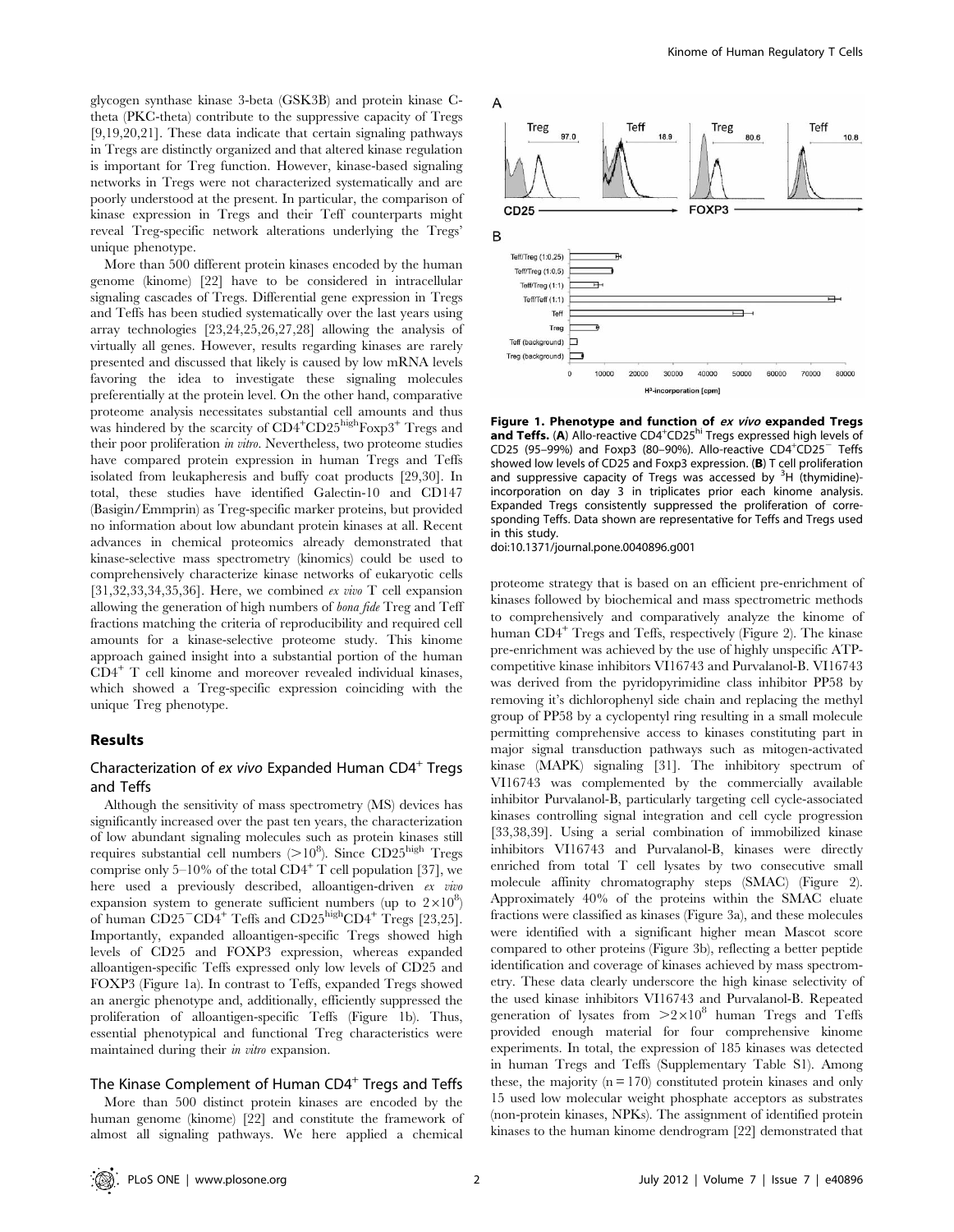glycogen synthase kinase 3-beta (GSK3B) and protein kinase C-theta (PKC-theta) contribute to the suppressive capacity of Tregs [9,19,20,21]. These data indicate that certain signaling pathways in Tregs are distinctly organized and that altered kinase regulation is important for Treg function. However, kinase-based signaling networks in Tregs were not characterized systematically and are poorly understood at the present. In particular, the comparison of kinase expression in Tregs and their Teff counterparts might reveal Treg-specific network alterations underlying the Tregs' unique phenotype.

More than 500 different protein kinases encoded by the human genome (kinome) [22] have to be considered in intracellular signaling cascades of Tregs. Differential gene expression in Tregs and Teffs has been studied systematically over the last years using array technologies [23,24,25,26,27,28] allowing the analysis of virtually all genes. However, results regarding kinases are rarely presented and discussed that likely is caused by low mRNA levels favoring the idea to investigate these signaling molecules preferentially at the protein level. On the other hand, comparative proteome analysis necessitates substantial cell amounts and thus was hindered by the scarcity of $CD4^{+}CD25^{high}Foxp3^{+}$ Tregs and their poor proliferation *in vitro*. Nevertheless, two proteome studies have compared protein expression in human Tregs and Teffs isolated from leukapheresis and buffy coat products [29,30]. In total, these studies have identified Galectin-10 and CD147 (Basigin/Emmprin) as Treg-specific marker proteins, but provided no information about low abundant protein kinases at all. Recent advances in chemical proteomics already demonstrated that kinase-selective mass spectrometry (kinomics) could be used to comprehensively characterize kinase networks of eukaryotic cells [31,32,33,34,35,36]. Here, we combined *ex vivo* T cell expansion allowing the generation of high numbers of *bona fide* Treg and Teff fractions matching the criteria of reproducibility and required cell amounts for a kinase-selective proteome study. This kinome approach gained insight into a substantial portion of the human $CD4^{+}$ T cell kinome and moreover revealed individual kinases, which showed a Treg-specific expression coinciding with the unique Treg phenotype.

## Results

### Characterization of *ex vivo* Expanded Human $CD4^{+}$ Tregs and Teffs

Although the sensitivity of mass spectrometry (MS) devices has significantly increased over the past ten years, the characterization of low abundant signaling molecules such as protein kinases still requires substantial cell numbers ($>10^{8}$). Since $CD25^{high}$ Tregs comprise only 5–10% of the total $CD4^{+}$ T cell population [37], we here used a previously described, alloantigen-driven *ex vivo* expansion system to generate sufficient numbers (up to $2\times10^{8}$) of human $CD25^{-}CD4^{+}$ Teffs and $CD25^{high}CD4^{+}$ Tregs [23,25]. Importantly, expanded alloantigen-specific Tregs showed high levels of CD25 and FOXP3 expression, whereas expanded alloantigen-specific Teffs expressed only low levels of CD25 and FOXP3 (Figure 1a). In contrast to Teffs, expanded Tregs showed an anergic phenotype and, additionally, efficiently suppressed the proliferation of alloantigen-specific Teffs (Figure 1b). Thus, essential phenotypical and functional Treg characteristics were maintained during their *in vitro* expansion.

### The Kinase Complement of Human $CD4^{+}$ Tregs and Teffs

More than 500 distinct protein kinases are encoded by the human genome (kinome) [22] and constitute the framework of almost all signaling pathways. We here applied a chemical proteome strategy that is based on an efficient pre-enrichment of kinases followed by biochemical and mass spectrometric methods to comprehensively and comparatively analyze the kinome of human $CD4^{+}$ Tregs and Teffs, respectively (Figure 2). The kinase pre-enrichment was achieved by the use of highly unspecific ATP-competitive kinase inhibitors VI16743 and Purvalanol-B. VI16743 was derived from the pyridopyrimidine class inhibitor PP58 by removing it's dichlorophenyl side chain and replacing the methyl group of PP58 by a cyclopentyl ring resulting in a small molecule permitting comprehensive access to kinases constituting part in major signal transduction pathways such as mitogen-activated kinase (MAPK) signaling [31]. The inhibitory spectrum of VI16743 was complemented by the commercially available inhibitor Purvalanol-B, particularly targeting cell cycle-associated kinases controlling signal integration and cell cycle progression [33,38,39]. Using a serial combination of immobilized kinase inhibitors VI16743 and Purvalanol-B, kinases were directly enriched from total T cell lysates by two consecutive small molecule affinity chromatography steps (SMAC) (Figure 2). Approximately 40% of the proteins within the SMAC eluate fractions were classified as kinases (Figure 3a), and these molecules were identified with a significant higher mean Mascot score compared to other proteins (Figure 3b), reflecting a better peptide identification and coverage of kinases achieved by mass spectrometry. These data clearly underscore the high kinase selectivity of the used kinase inhibitors VI16743 and Purvalanol-B. Repeated generation of lysates from $>2\times10^{8}$ human Tregs and Teffs provided enough material for four comprehensive kinome experiments. In total, the expression of 185 kinases was detected in human Tregs and Teffs (Supplementary Table S1). Among these, the majority (n = 170) constituted protein kinases and only 15 used low molecular weight phosphate acceptors as substrates (non-protein kinases, NPKs). The assignment of identified protein kinases to the human kinome dendrogram [22] demonstrated that

**Figure 1. Phenotype and function of *ex vivo* expanded Tregs and Teffs.** (**A**) Allo-reactive $CD4^{+}CD25^{hi}$ Tregs expressed high levels of CD25 (95–99%) and Foxp3 (80–90%). Allo-reactive $CD4^{+}CD25^{-}$ Teffs showed low levels of CD25 and Foxp3 expression. (**B**) T cell proliferation and suppressive capacity of Tregs was accessed by $^{3}H$ (thymidine)-incorporation on day 3 in triplicates prior each kinome analysis. Expanded Tregs consistently suppressed the proliferation of corresponding Teffs. Data shown are representative for Teffs and Tregs used in this study.
doi:10.1371/journal.pone.0040896.g001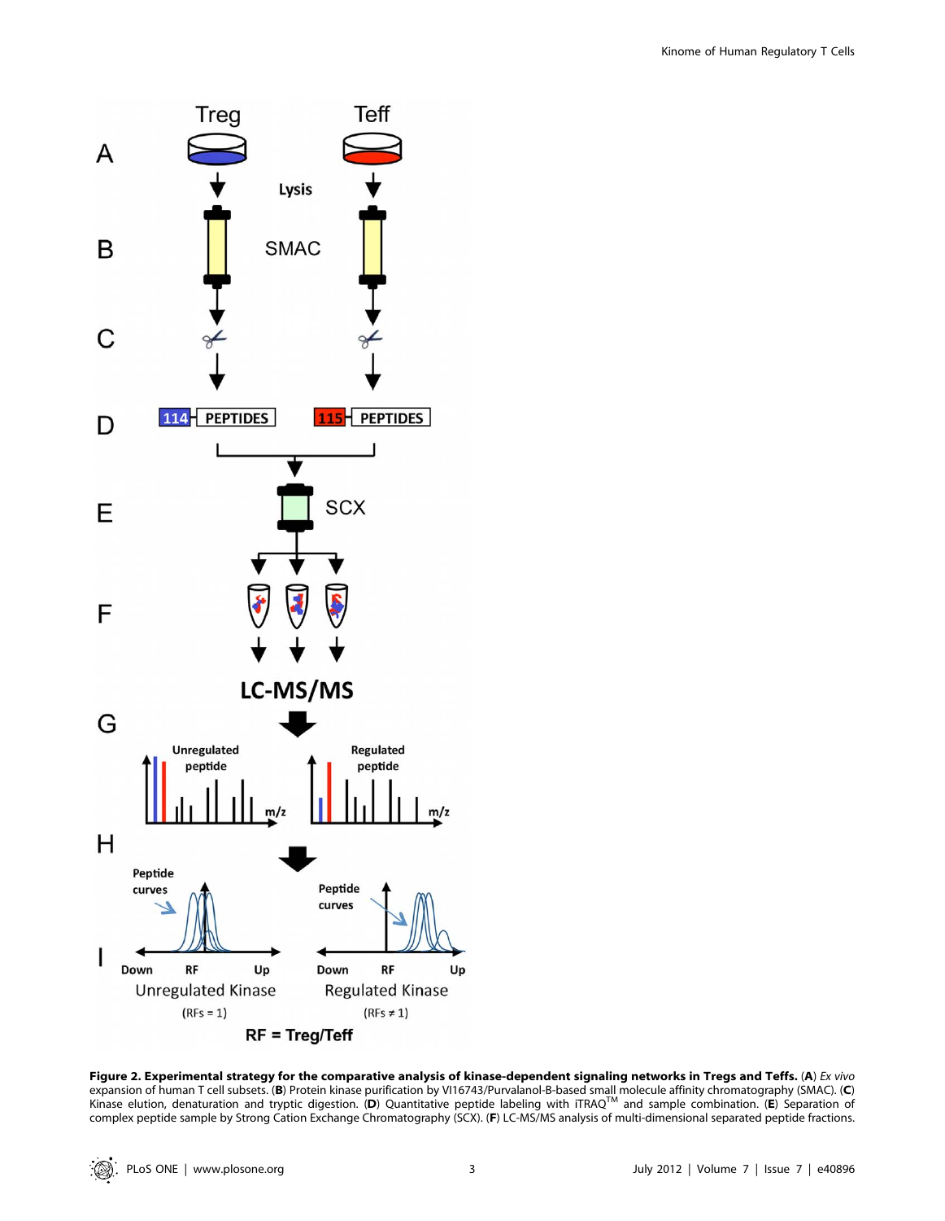**Figure 2. Experimental strategy for the comparative analysis of kinase-dependent signaling networks in Tregs and Teffs.** (**A**) *Ex vivo* expansion of human T cell subsets. (**B**) Protein kinase purification by VI16743/Purvalanol-B-based small molecule affinity chromatography (SMAC). (**C**) Kinase elution, denaturation and tryptic digestion. (**D**) Quantitative peptide labeling with iTRAQ™ and sample combination. (**E**) Separation of complex peptide sample by Strong Cation Exchange Chromatography (SCX). (**F**) LC-MS/MS analysis of multi-dimensional separated peptide fractions.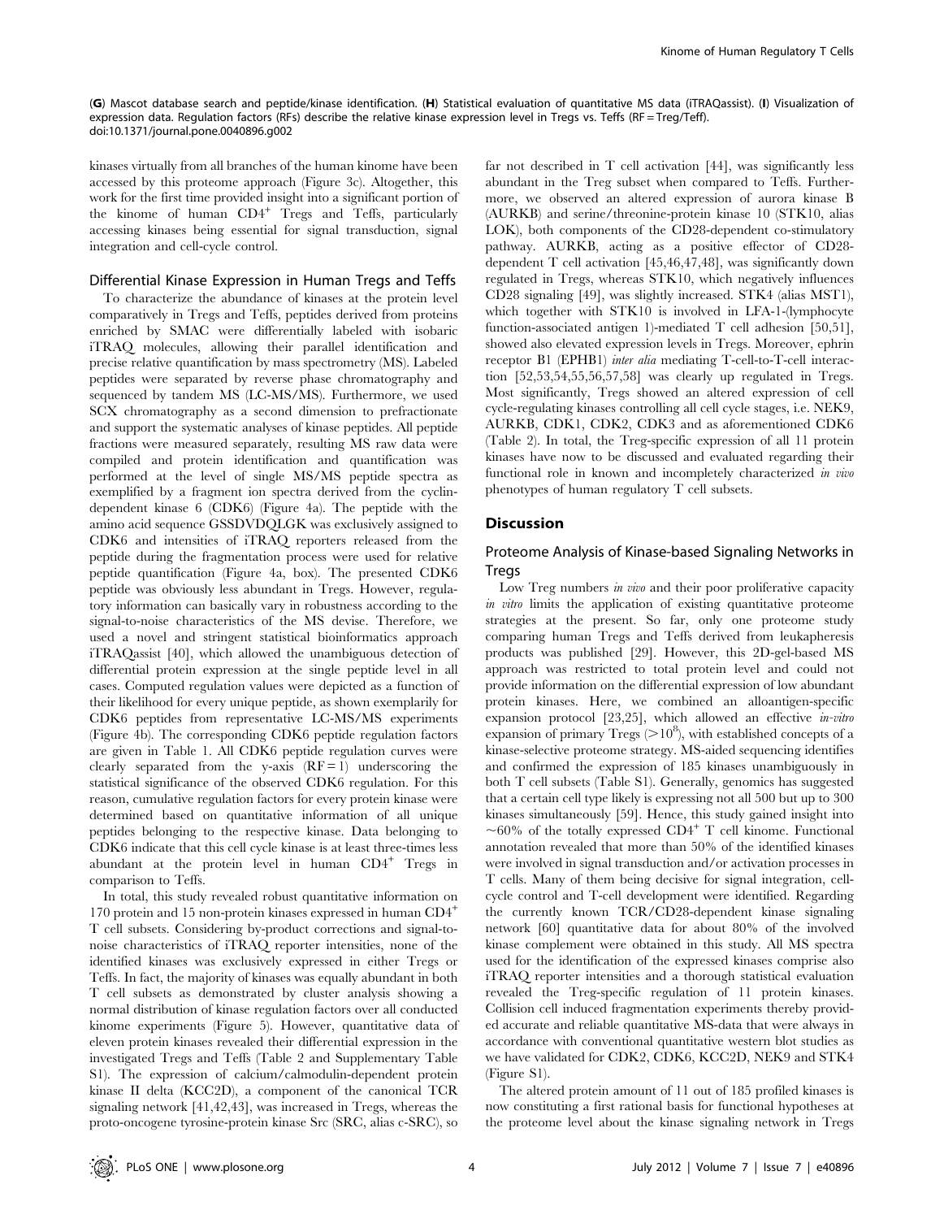(G) Mascot database search and peptide/kinase identification. (H) Statistical evaluation of quantitative MS data (iTRAQassist). (I) Visualization of expression data. Regulation factors (RFs) describe the relative kinase expression level in Tregs vs. Teffs (RF = Treg/Teff).
doi:10.1371/journal.pone.0040896.g002

kinases virtually from all branches of the human kinome have been accessed by this proteome approach (Figure 3c). Altogether, this work for the first time provided insight into a significant portion of the kinome of human CD4$^{+}$ Tregs and Teffs, particularly accessing kinases being essential for signal transduction, signal integration and cell-cycle control.

### Differential Kinase Expression in Human Tregs and Teffs

To characterize the abundance of kinases at the protein level comparatively in Tregs and Teffs, peptides derived from proteins enriched by SMAC were differentially labeled with isobaric iTRAQ molecules, allowing their parallel identification and precise relative quantification by mass spectrometry (MS). Labeled peptides were separated by reverse phase chromatography and sequenced by tandem MS (LC-MS/MS). Furthermore, we used SCX chromatography as a second dimension to prefractionate and support the systematic analyses of kinase peptides. All peptide fractions were measured separately, resulting MS raw data were compiled and protein identification and quantification was performed at the level of single MS/MS peptide spectra as exemplified by a fragment ion spectra derived from the cyclin-dependent kinase 6 (CDK6) (Figure 4a). The peptide with the amino acid sequence GSSDVDQLGK was exclusively assigned to CDK6 and intensities of iTRAQ reporters released from the peptide during the fragmentation process were used for relative peptide quantification (Figure 4a, box). The presented CDK6 peptide was obviously less abundant in Tregs. However, regulatory information can basically vary in robustness according to the signal-to-noise characteristics of the MS devise. Therefore, we used a novel and stringent statistical bioinformatics approach iTRAQassist [40], which allowed the unambiguous detection of differential protein expression at the single peptide level in all cases. Computed regulation values were depicted as a function of their likelihood for every unique peptide, as shown exemplarily for CDK6 peptides from representative LC-MS/MS experiments (Figure 4b). The corresponding CDK6 peptide regulation factors are given in Table 1. All CDK6 peptide regulation curves were clearly separated from the y-axis (RF = 1) underscoring the statistical significance of the observed CDK6 regulation. For this reason, cumulative regulation factors for every protein kinase were determined based on quantitative information of all unique peptides belonging to the respective kinase. Data belonging to CDK6 indicate that this cell cycle kinase is at least three-times less abundant at the protein level in human CD4$^{+}$ Tregs in comparison to Teffs.

In total, this study revealed robust quantitative information on 170 protein and 15 non-protein kinases expressed in human CD4$^{+}$ T cell subsets. Considering by-product corrections and signal-to-noise characteristics of iTRAQ reporter intensities, none of the identified kinases was exclusively expressed in either Tregs or Teffs. In fact, the majority of kinases was equally abundant in both T cell subsets as demonstrated by cluster analysis showing a normal distribution of kinase regulation factors over all conducted kinome experiments (Figure 5). However, quantitative data of eleven protein kinases revealed their differential expression in the investigated Tregs and Teffs (Table 2 and Supplementary Table S1). The expression of calcium/calmodulin-dependent protein kinase II delta (KCC2D), a component of the canonical TCR signaling network [41,42,43], was increased in Tregs, whereas the proto-oncogene tyrosine-protein kinase Src (SRC, alias c-SRC), so far not described in T cell activation [44], was significantly less abundant in the Treg subset when compared to Teffs. Furthermore, we observed an altered expression of aurora kinase B (AURKB) and serine/threonine-protein kinase 10 (STK10, alias LOK), both components of the CD28-dependent co-stimulatory pathway. AURKB, acting as a positive effector of CD28-dependent T cell activation [45,46,47,48], was significantly down regulated in Tregs, whereas STK10, which negatively influences CD28 signaling [49], was slightly increased. STK4 (alias MST1), which together with STK10 is involved in LFA-1-(lymphocyte function-associated antigen 1)-mediated T cell adhesion [50,51], showed also elevated expression levels in Tregs. Moreover, ephrin receptor B1 (EPHB1) *inter alia* mediating T-cell-to-T-cell interaction [52,53,54,55,56,57,58] was clearly up regulated in Tregs. Most significantly, Tregs showed an altered expression of cell cycle-regulating kinases controlling all cell cycle stages, i.e. NEK9, AURKB, CDK1, CDK2, CDK3 and as aforementioned CDK6 (Table 2). In total, the Treg-specific expression of all 11 protein kinases have now to be discussed and evaluated regarding their functional role in known and incompletely characterized *in vivo* phenotypes of human regulatory T cell subsets.

## Discussion

### Proteome Analysis of Kinase-based Signaling Networks in Tregs

Low Treg numbers *in vivo* and their poor proliferative capacity *in vitro* limits the application of existing quantitative proteome strategies at the present. So far, only one proteome study comparing human Tregs and Teffs derived from leukapheresis products was published [29]. However, this 2D-gel-based MS approach was restricted to total protein level and could not provide information on the differential expression of low abundant protein kinases. Here, we combined an alloantigen-specific expansion protocol [23,25], which allowed an effective *in-vitro* expansion of primary Tregs (>$10^{8}$), with established concepts of a kinase-selective proteome strategy. MS-aided sequencing identifies and confirmed the expression of 185 kinases unambiguously in both T cell subsets (Table S1). Generally, genomics has suggested that a certain cell type likely is expressing not all 500 but up to 300 kinases simultaneously [59]. Hence, this study gained insight into ~60% of the totally expressed CD4$^{+}$ T cell kinome. Functional annotation revealed that more than 50% of the identified kinases were involved in signal transduction and/or activation processes in T cells. Many of them being decisive for signal integration, cell-cycle control and T-cell development were identified. Regarding the currently known TCR/CD28-dependent kinase signaling network [60] quantitative data for about 80% of the involved kinase complement were obtained in this study. All MS spectra used for the identification of the expressed kinases comprise also iTRAQ reporter intensities and a thorough statistical evaluation revealed the Treg-specific regulation of 11 protein kinases. Collision cell induced fragmentation experiments thereby provided accurate and reliable quantitative MS-data that were always in accordance with conventional quantitative western blot studies as we have validated for CDK2, CDK6, KCC2D, NEK9 and STK4 (Figure S1).

The altered protein amount of 11 out of 185 profiled kinases is now constituting a first rational basis for functional hypotheses at the proteome level about the kinase signaling network in Tregs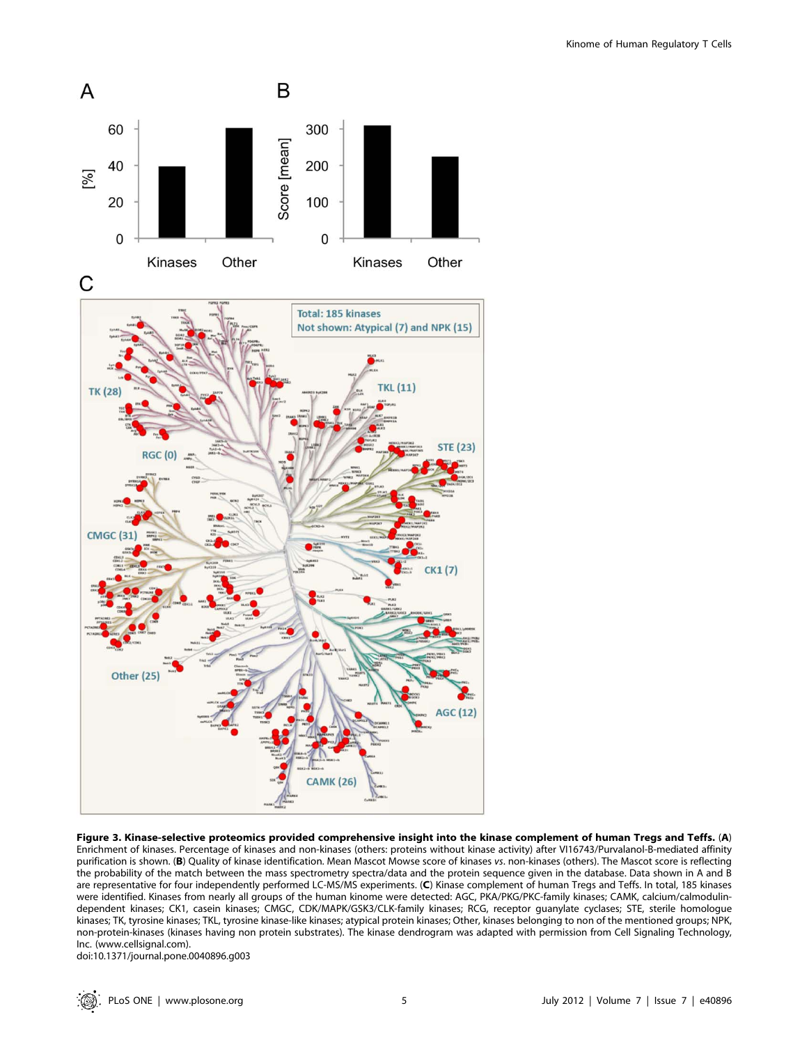**Figure 3. Kinase-selective proteomics provided comprehensive insight into the kinase complement of human Tregs and Teffs.** (**A**) Enrichment of kinases. Percentage of kinases and non-kinases (others: proteins without kinase activity) after VI16743/Purvalanol-B-mediated affinity purification is shown. (**B**) Quality of kinase identification. Mean Mascot Mowse score of kinases *vs*. non-kinases (others). The Mascot score is reflecting the probability of the match between the mass spectrometry spectra/data and the protein sequence given in the database. Data shown in A and B are representative for four independently performed LC-MS/MS experiments. (**C**) Kinase complement of human Tregs and Teffs. In total, 185 kinases were identified. Kinases from nearly all groups of the human kinome were detected: AGC, PKA/PKG/PKC-family kinases; CAMK, calcium/calmodulin-dependent kinases; CK1, casein kinases; CMGC, CDK/MAPK/GSK3/CLK-family kinases; RCG, receptor guanylate cyclases; STE, sterile homologue kinases; TK, tyrosine kinases; TKL, tyrosine kinase-like kinases; atypical protein kinases; Other, kinases belonging to non of the mentioned groups; NPK, non-protein-kinases (kinases having non protein substrates). The kinase dendrogram was adapted with permission from Cell Signaling Technology, Inc. (www.cellsignal.com).

doi:10.1371/journal.pone.0040896.g003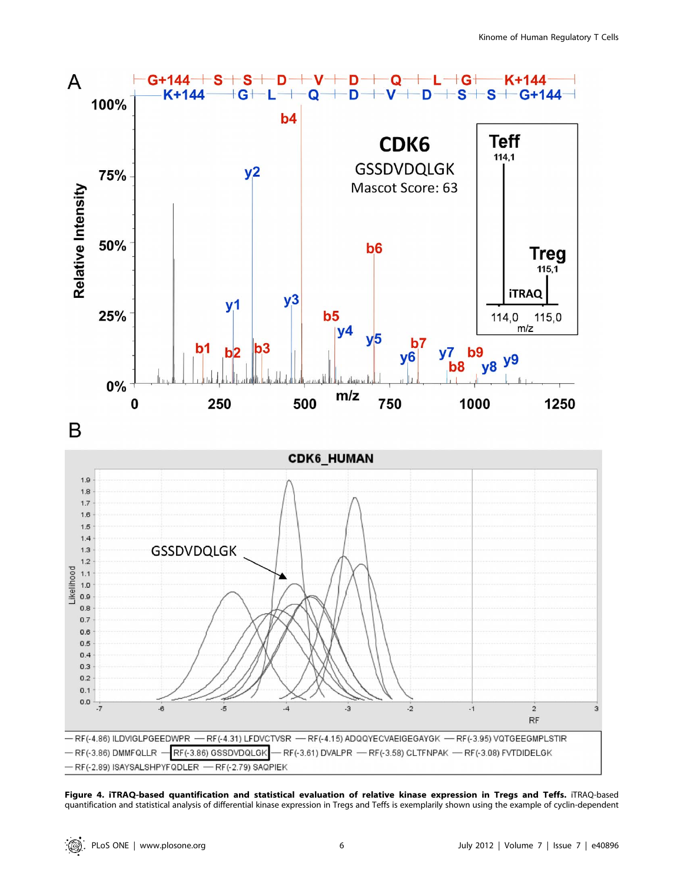**Figure 4. iTRAQ-based quantification and statistical evaluation of relative kinase expression in Tregs and Teffs.** iTRAQ-based quantification and statistical analysis of differential kinase expression in Tregs and Teffs is exemplarily shown using the example of cyclin-dependent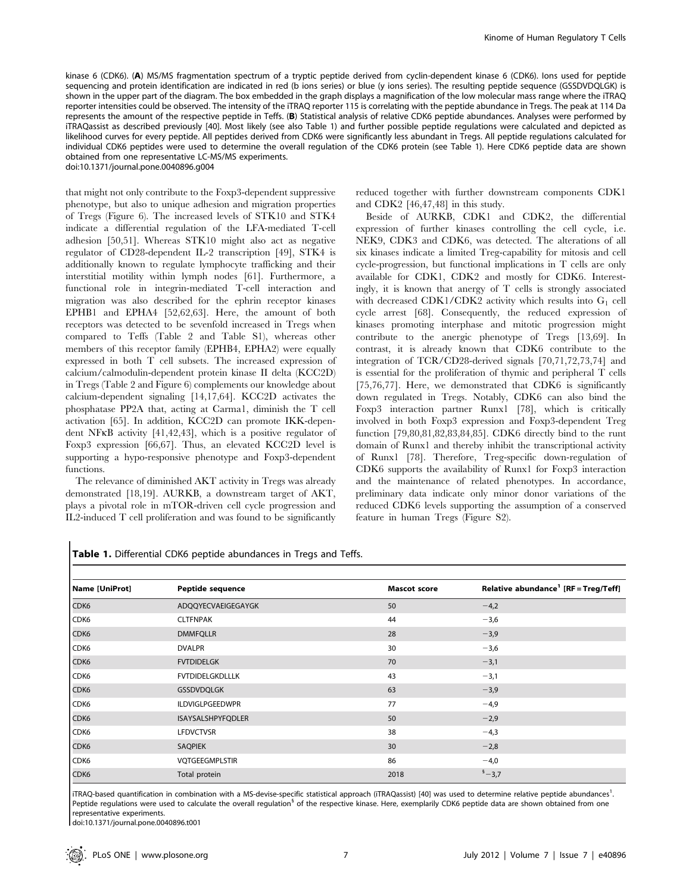kinase 6 (CDK6). (**A**) MS/MS fragmentation spectrum of a tryptic peptide derived from cyclin-dependent kinase 6 (CDK6). Ions used for peptide sequencing and protein identification are indicated in red (b ions series) or blue (y ions series). The resulting peptide sequence (GSSDVDQLGK) is shown in the upper part of the diagram. The box embedded in the graph displays a magnification of the low molecular mass range where the iTRAQ reporter intensities could be observed. The intensity of the iTRAQ reporter 115 is correlating with the peptide abundance in Tregs. The peak at 114 Da represents the amount of the respective peptide in Teffs. (**B**) Statistical analysis of relative CDK6 peptide abundances. Analyses were performed by iTRAQassist as described previously [40]. Most likely (see also Table 1) and further possible peptide regulations were calculated and depicted as likelihood curves for every peptide. All peptides derived from CDK6 were significantly less abundant in Tregs. All peptide regulations calculated for individual CDK6 peptides were used to determine the overall regulation of the CDK6 protein (see Table 1). Here CDK6 peptide data are shown obtained from one representative LC-MS/MS experiments.
doi:10.1371/journal.pone.0040896.g004

that might not only contribute to the Foxp3-dependent suppressive phenotype, but also to unique adhesion and migration properties of Tregs (Figure 6). The increased levels of STK10 and STK4 indicate a differential regulation of the LFA-mediated T-cell adhesion [50,51]. Whereas STK10 might also act as negative regulator of CD28-dependent IL-2 transcription [49], STK4 is additionally known to regulate lymphocyte trafficking and their interstitial motility within lymph nodes [61]. Furthermore, a functional role in integrin-mediated T-cell interaction and migration was also described for the ephrin receptor kinases EPHB1 and EPHA4 [52,62,63]. Here, the amount of both receptors was detected to be sevenfold increased in Tregs when compared to Teffs (Table 2 and Table S1), whereas other members of this receptor family (EPHB4, EPHA2) were equally expressed in both T cell subsets. The increased expression of calcium/calmodulin-dependent protein kinase II delta (KCC2D) in Tregs (Table 2 and Figure 6) complements our knowledge about calcium-dependent signaling [14,17,64]. KCC2D activates the phosphatase PP2A that, acting at Carma1, diminish the T cell activation [65]. In addition, KCC2D can promote IKK-dependent NFκB activity [41,42,43], which is a positive regulator of Foxp3 expression [66,67]. Thus, an elevated KCC2D level is supporting a hypo-responsive phenotype and Foxp3-dependent functions.

The relevance of diminished AKT activity in Tregs was already demonstrated [18,19]. AURKB, a downstream target of AKT, plays a pivotal role in mTOR-driven cell cycle progression and IL2-induced T cell proliferation and was found to be significantly reduced together with further downstream components CDK1 and CDK2 [46,47,48] in this study.

Beside of AURKB, CDK1 and CDK2, the differential expression of further kinases controlling the cell cycle, i.e. NEK9, CDK3 and CDK6, was detected. The alterations of all six kinases indicate a limited Treg-capability for mitosis and cell cycle-progression, but functional implications in T cells are only available for CDK1, CDK2 and mostly for CDK6. Interestingly, it is known that anergy of T cells is strongly associated with decreased CDK1/CDK2 activity which results into $G_1$ cell cycle arrest [68]. Consequently, the reduced expression of kinases promoting interphase and mitotic progression might contribute to the anergic phenotype of Tregs [13,69]. In contrast, it is already known that CDK6 contribute to the integration of TCR/CD28-derived signals [70,71,72,73,74] and is essential for the proliferation of thymic and peripheral T cells [75,76,77]. Here, we demonstrated that CDK6 is significantly down regulated in Tregs. Notably, CDK6 can also bind the Foxp3 interaction partner Runx1 [78], which is critically involved in both Foxp3 expression and Foxp3-dependent Treg function [79,80,81,82,83,84,85]. CDK6 directly bind to the runt domain of Runx1 and thereby inhibit the transcriptional activity of Runx1 [78]. Therefore, Treg-specific down-regulation of CDK6 supports the availability of Runx1 for Foxp3 interaction and the maintenance of related phenotypes. In accordance, preliminary data indicate only minor donor variations of the reduced CDK6 levels supporting the assumption of a conserved feature in human Tregs (Figure S2).

**Table 1.** Differential CDK6 peptide abundances in Tregs and Teffs.

| Name [UniProt] | Peptide sequence | Mascot score | Relative abundance[1] [RF = Treg/Teff] |
|---|---|---|---|
| CDK6 | ADQQYECVAEIGEGAYGK | 50 | −4,2 |
| CDK6 | CLTFNPAK | 44 | −3,6 |
| CDK6 | DMMFQLLR | 28 | −3,9 |
| CDK6 | DVALPR | 30 | −3,6 |
| CDK6 | FVTDIDELGK | 70 | −3,1 |
| CDK6 | FVTDIDELGKDLLLK | 43 | −3,1 |
| CDK6 | GSSDVDQLGK | 63 | −3,9 |
| CDK6 | ILDVIGLPGEEDWPR | 77 | −4,9 |
| CDK6 | ISAYSALSHPYFQDLER | 50 | −2,9 |
| CDK6 | LFDVCTVSR | 38 | −4,3 |
| CDK6 | SAQPIEK | 30 | −2,8 |
| CDK6 | VQTGEEGMPLSTIR | 86 | −4,0 |
| CDK6 | Total protein | 2018 | [§]−3,7 |

iTRAQ-based quantification in combination with a MS-devise-specific statistical approach (iTRAQassist) [40] was used to determine relative peptide abundances[1]. Peptide regulations were used to calculate the overall regulation[§] of the respective kinase. Here, exemplarily CDK6 peptide data are shown obtained from one representative experiments.
doi:10.1371/journal.pone.0040896.t001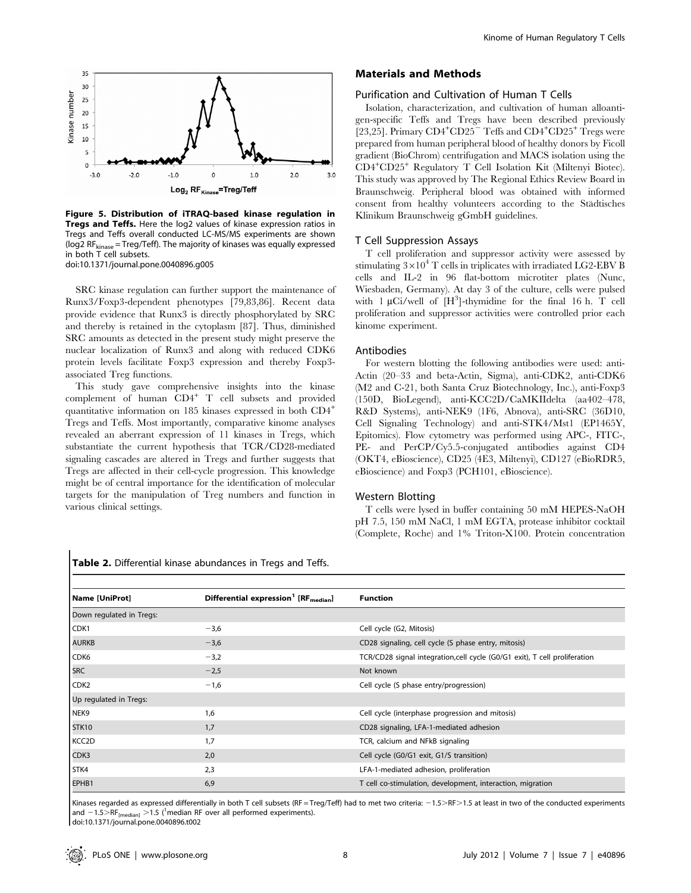**Figure 5. Distribution of iTRAQ-based kinase regulation in Tregs and Teffs.** Here the log2 values of kinase expression ratios in Tregs and Teffs overall conducted LC-MS/MS experiments are shown ($\log_2 RF_{kinase}$ = Treg/Teff). The majority of kinases was equally expressed in both T cell subsets.
doi:10.1371/journal.pone.0040896.g005

SRC kinase regulation can further support the maintenance of Runx3/Foxp3-dependent phenotypes [79,83,86]. Recent data provide evidence that Runx3 is directly phosphorylated by SRC and thereby is retained in the cytoplasm [87]. Thus, diminished SRC amounts as detected in the present study might preserve the nuclear localization of Runx3 and along with reduced CDK6 protein levels facilitate Foxp3 expression and thereby Foxp3-associated Treg functions.

This study gave comprehensive insights into the kinase complement of human $CD4^+$ T cell subsets and provided quantitative information on 185 kinases expressed in both $CD4^+$ Tregs and Teffs. Most importantly, comparative kinome analyses revealed an aberrant expression of 11 kinases in Tregs, which substantiate the current hypothesis that TCR/CD28-mediated signaling cascades are altered in Tregs and further suggests that Tregs are affected in their cell-cycle progression. This knowledge might be of central importance for the identification of molecular targets for the manipulation of Treg numbers and function in various clinical settings.

## Materials and Methods

### Purification and Cultivation of Human T Cells

Isolation, characterization, and cultivation of human alloantigen-specific Teffs and Tregs have been described previously [23,25]. Primary $CD4^+CD25^-$ Teffs and $CD4^+CD25^+$ Tregs were prepared from human peripheral blood of healthy donors by Ficoll gradient (BioChrom) centrifugation and MACS isolation using the $CD4^+CD25^+$ Regulatory T Cell Isolation Kit (Miltenyi Biotec). This study was approved by The Regional Ethics Review Board in Braunschweig. Peripheral blood was obtained with informed consent from healthy volunteers according to the Städtisches Klinikum Braunschweig gGmbH guidelines.

### T Cell Suppression Assays

T cell proliferation and suppressor activity were assessed by stimulating $3\times10^4$ T cells in triplicates with irradiated LG2-EBV B cells and IL-2 in 96 flat-bottom microtiter plates (Nunc, Wiesbaden, Germany). At day 3 of the culture, cells were pulsed with 1 µCi/well of $[H^3]$-thymidine for the final 16 h. T cell proliferation and suppressor activities were controlled prior each kinome experiment.

### Antibodies

For western blotting the following antibodies were used: anti-Actin (20–33 and beta-Actin, Sigma), anti-CDK2, anti-CDK6 (M2 and C-21, both Santa Cruz Biotechnology, Inc.), anti-Foxp3 (150D, BioLegend), anti-KCC2D/CaMKIIdelta (aa402–478, R&D Systems), anti-NEK9 (1F6, Abnova), anti-SRC (36D10, Cell Signaling Technology) and anti-STK4/Mst1 (EP1465Y, Epitomics). Flow cytometry was performed using APC-, FITC-, PE- and PerCP/Cy5.5-conjugated antibodies against CD4 (OKT4, eBioscience), CD25 (4E3, Miltenyi), CD127 (eBioRDR5, eBioscience) and Foxp3 (PCH101, eBioscience).

### Western Blotting

T cells were lysed in buffer containing 50 mM HEPES-NaOH pH 7.5, 150 mM NaCl, 1 mM EGTA, protease inhibitor cocktail (Complete, Roche) and 1% Triton-X100. Protein concentration

**Table 2.** Differential kinase abundances in Tregs and Teffs.

| Name [UniProt] | Differential expression[1] [$RF_{median}$] | Function |
|---|---|---|
| Down regulated in Tregs: | | |
| CDK1 | −3,6 | Cell cycle (G2, Mitosis) |
| AURKB | −3,6 | CD28 signaling, cell cycle (S phase entry, mitosis) |
| CDK6 | −3,2 | TCR/CD28 signal integration,cell cycle (G0/G1 exit), T cell proliferation |
| SRC | −2,5 | Not known |
| CDK2 | −1,6 | Cell cycle (S phase entry/progression) |
| Up regulated in Tregs: | | |
| NEK9 | 1,6 | Cell cycle (interphase progression and mitosis) |
| STK10 | 1,7 | CD28 signaling, LFA-1-mediated adhesion |
| KCC2D | 1,7 | TCR, calcium and NFkB signaling |
| CDK3 | 2,0 | Cell cycle (G0/G1 exit, G1/S transition) |
| STK4 | 2,3 | LFA-1-mediated adhesion, proliferation |
| EPHB1 | 6,9 | T cell co-stimulation, development, interaction, migration |

Kinases regarded as expressed differentially in both T cell subsets (RF = Treg/Teff) had to met two criteria: $-1.5>RF>1.5$ at least in two of the conducted experiments and $-1.5>RF_{[median]}>1.5$ ([1]median RF over all performed experiments).
doi:10.1371/journal.pone.0040896.t002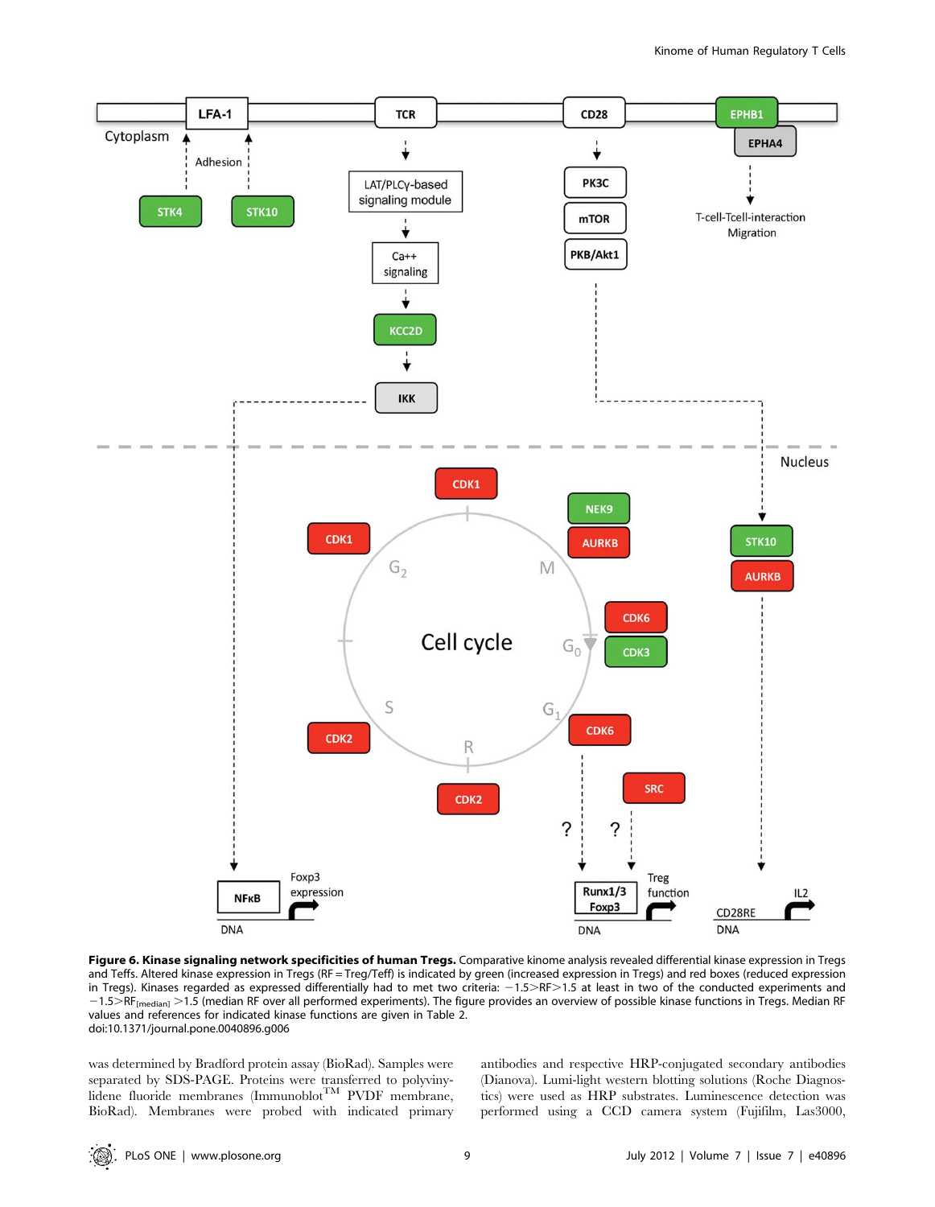**Figure 6. Kinase signaling network specificities of human Tregs.** Comparative kinome analysis revealed differential kinase expression in Tregs and Teffs. Altered kinase expression in Tregs (RF = Treg/Teff) is indicated by green (increased expression in Tregs) and red boxes (reduced expression in Tregs). Kinases regarded as expressed differentially had to met two criteria: $-1.5>RF>1.5$ at least in two of the conducted experiments and $-1.5>RF_{[median]}>1.5$ (median RF over all performed experiments). The figure provides an overview of possible kinase functions in Tregs. Median RF values and references for indicated kinase functions are given in Table 2.
doi:10.1371/journal.pone.0040896.g006

was determined by Bradford protein assay (BioRad). Samples were separated by SDS-PAGE. Proteins were transferred to polyvinylidene fluoride membranes (Immunoblot™ PVDF membrane, BioRad). Membranes were probed with indicated primary antibodies and respective HRP-conjugated secondary antibodies (Dianova). Lumi-light western blotting solutions (Roche Diagnostics) were used as HRP substrates. Luminescence detection was performed using a CCD camera system (Fujifilm, Las3000,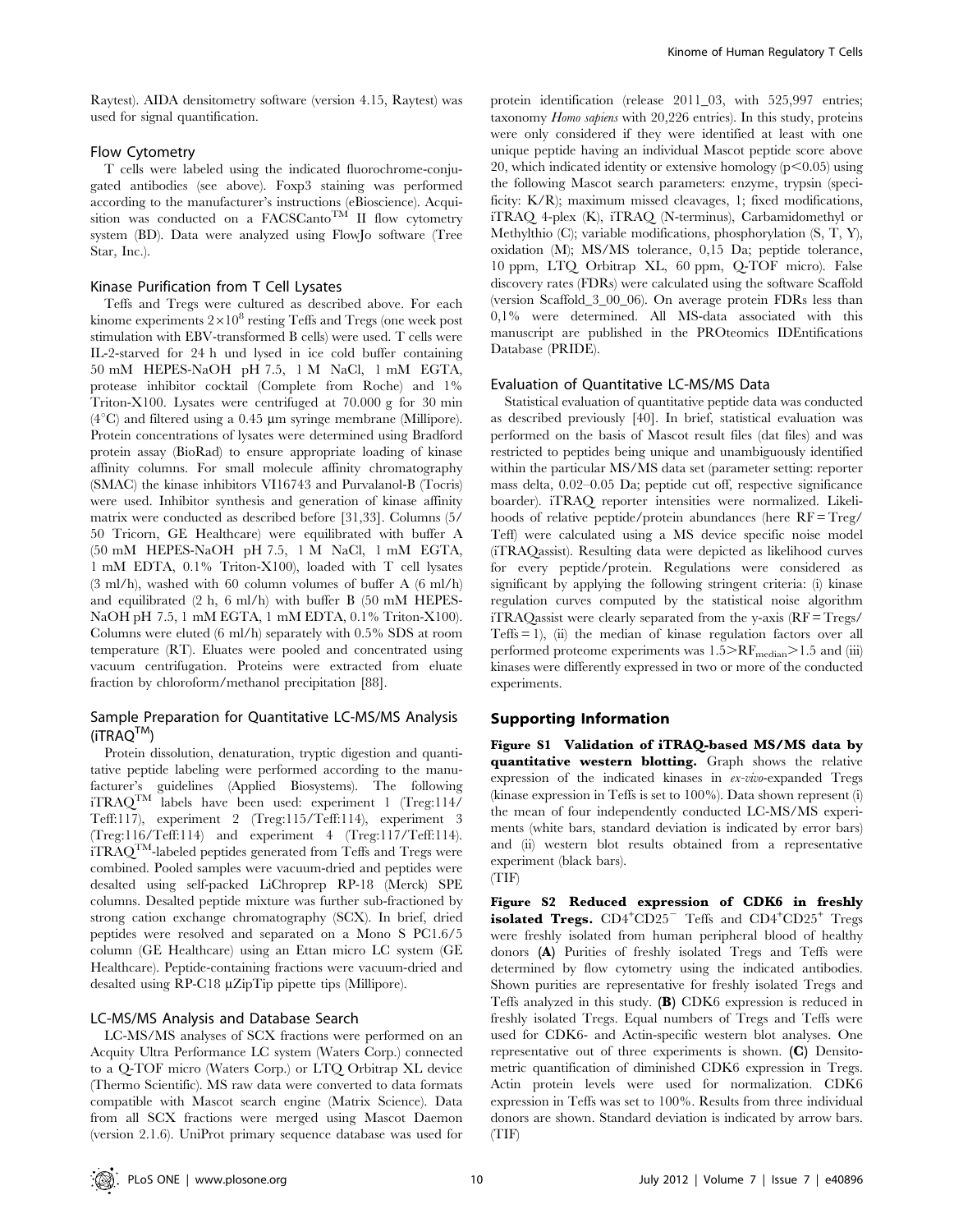Raytest). AIDA densitometry software (version 4.15, Raytest) was used for signal quantification.

### Flow Cytometry

T cells were labeled using the indicated fluorochrome-conjugated antibodies (see above). Foxp3 staining was performed according to the manufacturer's instructions (eBioscience). Acquisition was conducted on a FACSCanto™ II flow cytometry system (BD). Data were analyzed using FlowJo software (Tree Star, Inc.).

### Kinase Purification from T Cell Lysates

Teffs and Tregs were cultured as described above. For each kinome experiments $2\times10^8$ resting Teffs and Tregs (one week post stimulation with EBV-transformed B cells) were used. T cells were IL-2-starved for 24 h und lysed in ice cold buffer containing 50 mM HEPES-NaOH pH 7.5, 1 M NaCl, 1 mM EGTA, protease inhibitor cocktail (Complete from Roche) and 1% Triton-X100. Lysates were centrifuged at 70.000 g for 30 min (4°C) and filtered using a 0.45 µm syringe membrane (Millipore). Protein concentrations of lysates were determined using Bradford protein assay (BioRad) to ensure appropriate loading of kinase affinity columns. For small molecule affinity chromatography (SMAC) the kinase inhibitors VI16743 and Purvalanol-B (Tocris) were used. Inhibitor synthesis and generation of kinase affinity matrix were conducted as described before [31,33]. Columns (5/50 Tricorn, GE Healthcare) were equilibrated with buffer A (50 mM HEPES-NaOH pH 7.5, 1 M NaCl, 1 mM EGTA, 1 mM EDTA, 0.1% Triton-X100), loaded with T cell lysates (3 ml/h), washed with 60 column volumes of buffer A (6 ml/h) and equilibrated (2 h, 6 ml/h) with buffer B (50 mM HEPES-NaOH pH 7.5, 1 mM EGTA, 1 mM EDTA, 0.1% Triton-X100). Columns were eluted (6 ml/h) separately with 0.5% SDS at room temperature (RT). Eluates were pooled and concentrated using vacuum centrifugation. Proteins were extracted from eluate fraction by chloroform/methanol precipitation [88].

### Sample Preparation for Quantitative LC-MS/MS Analysis (iTRAQ™)

Protein dissolution, denaturation, tryptic digestion and quantitative peptide labeling were performed according to the manufacturer's guidelines (Applied Biosystems). The following iTRAQ™ labels have been used: experiment 1 (Treg:114/Teff:117), experiment 2 (Treg:115/Teff:114), experiment 3 (Treg:116/Teff:114) and experiment 4 (Treg:117/Teff:114). iTRAQ™-labeled peptides generated from Teffs and Tregs were combined. Pooled samples were vacuum-dried and peptides were desalted using self-packed LiChroprep RP-18 (Merck) SPE columns. Desalted peptide mixture was further sub-fractioned by strong cation exchange chromatography (SCX). In brief, dried peptides were resolved and separated on a Mono S PC1.6/5 column (GE Healthcare) using an Ettan micro LC system (GE Healthcare). Peptide-containing fractions were vacuum-dried and desalted using RP-C18 µZipTip pipette tips (Millipore).

### LC-MS/MS Analysis and Database Search

LC-MS/MS analyses of SCX fractions were performed on an Acquity Ultra Performance LC system (Waters Corp.) connected to a Q-TOF micro (Waters Corp.) or LTQ Orbitrap XL device (Thermo Scientific). MS raw data were converted to data formats compatible with Mascot search engine (Matrix Science). Data from all SCX fractions were merged using Mascot Daemon (version 2.1.6). UniProt primary sequence database was used for protein identification (release 2011_03, with 525,997 entries; taxonomy *Homo sapiens* with 20,226 entries). In this study, proteins were only considered if they were identified at least with one unique peptide having an individual Mascot peptide score above 20, which indicated identity or extensive homology ($p<0.05$) using the following Mascot search parameters: enzyme, trypsin (specificity: K/R); maximum missed cleavages, 1; fixed modifications, iTRAQ 4-plex (K), iTRAQ (N-terminus), Carbamidomethyl or Methylthio (C); variable modifications, phosphorylation (S, T, Y), oxidation (M); MS/MS tolerance, 0,15 Da; peptide tolerance, 10 ppm, LTQ Orbitrap XL, 60 ppm, Q-TOF micro). False discovery rates (FDRs) were calculated using the software Scaffold (version Scaffold_3_00_06). On average protein FDRs less than 0,1% were determined. All MS-data associated with this manuscript are published in the PROteomics IDEntifications Database (PRIDE).

### Evaluation of Quantitative LC-MS/MS Data

Statistical evaluation of quantitative peptide data was conducted as described previously [40]. In brief, statistical evaluation was performed on the basis of Mascot result files (dat files) and was restricted to peptides being unique and unambiguously identified within the particular MS/MS data set (parameter setting: reporter mass delta, 0.02–0.05 Da; peptide cut off, respective significance boarder). iTRAQ reporter intensities were normalized. Likelihoods of relative peptide/protein abundances (here RF = Treg/Teff) were calculated using a MS device specific noise model (iTRAQassist). Resulting data were depicted as likelihood curves for every peptide/protein. Regulations were considered as significant by applying the following stringent criteria: (i) kinase regulation curves computed by the statistical noise algorithm iTRAQassist were clearly separated from the y-axis (RF = Tregs/Teffs = 1), (ii) the median of kinase regulation factors over all performed proteome experiments was $1.5>RF_{median}>1.5$ and (iii) kinases were differently expressed in two or more of the conducted experiments.

## Supporting Information

**Figure S1 Validation of iTRAQ-based MS/MS data by quantitative western blotting.** Graph shows the relative expression of the indicated kinases in *ex-vivo*-expanded Tregs (kinase expression in Teffs is set to 100%). Data shown represent (i) the mean of four independently conducted LC-MS/MS experiments (white bars, standard deviation is indicated by error bars) and (ii) western blot results obtained from a representative experiment (black bars).
(TIF)

**Figure S2 Reduced expression of CDK6 in freshly isolated Tregs.** $CD4^{+}CD25^{-}$ Teffs and $CD4^{+}CD25^{+}$ Tregs were freshly isolated from human peripheral blood of healthy donors **(A)** Purities of freshly isolated Tregs and Teffs were determined by flow cytometry using the indicated antibodies. Shown purities are representative for freshly isolated Tregs and Teffs analyzed in this study. **(B)** CDK6 expression is reduced in freshly isolated Tregs. Equal numbers of Tregs and Teffs were used for CDK6- and Actin-specific western blot analyses. One representative out of three experiments is shown. **(C)** Densitometric quantification of diminished CDK6 expression in Tregs. Actin protein levels were used for normalization. CDK6 expression in Teffs was set to 100%. Results from three individual donors are shown. Standard deviation is indicated by arrow bars.
(TIF)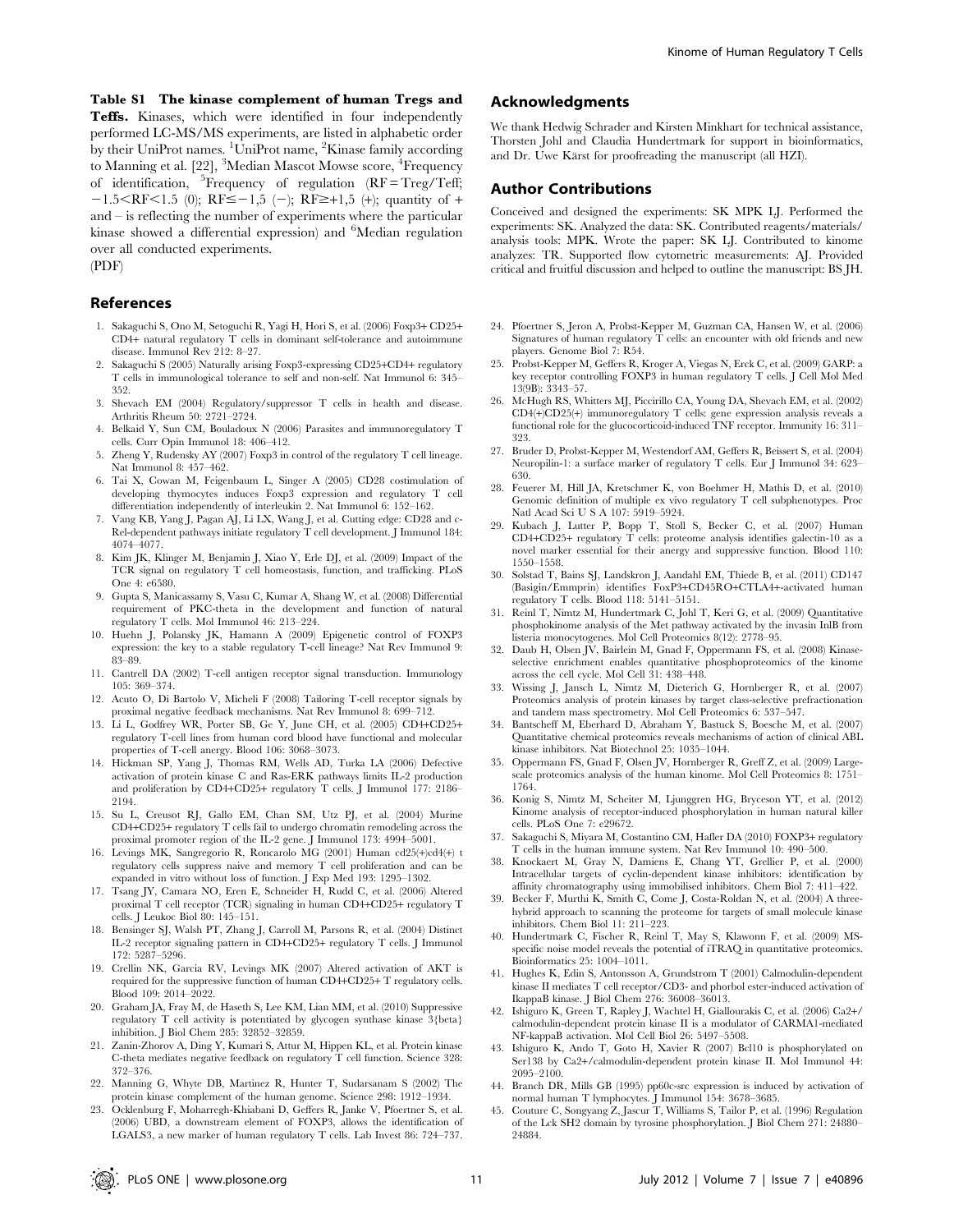**Table S1 The kinase complement of human Tregs and Teffs.** Kinases, which were identified in four independently performed LC-MS/MS experiments, are listed in alphabetic order by their UniProt names. [1]UniProt name, [2]Kinase family according to Manning et al. [22], [3]Median Mascot Mowse score, [4]Frequency of identification, [5]Frequency of regulation (RF = Treg/Teff; $-1.5 < RF < 1.5$ (0); $RF \leq -1,5$ (−); $RF \geq +1,5$ (+); quantity of + and – is reflecting the number of experiments where the particular kinase showed a differential expression) and [6]Median regulation over all conducted experiments.
(PDF)

## Acknowledgments

We thank Hedwig Schrader and Kirsten Minkhart for technical assistance, Thorsten Johl and Claudia Hundertmark for support in bioinformatics, and Dr. Uwe Kärst for proofreading the manuscript (all HZI).

## Author Contributions

Conceived and designed the experiments: SK MPK LJ. Performed the experiments: SK. Analyzed the data: SK. Contributed reagents/materials/analysis tools: MPK. Wrote the paper: SK LJ. Contributed to kinome analyzes: TR. Supported flow cytometric measurements: AJ. Provided critical and fruitful discussion and helped to outline the manuscript: BS JH.

## References

1. Sakaguchi S, Ono M, Setoguchi R, Yagi H, Hori S, et al. (2006) Foxp3+ CD25+ CD4+ natural regulatory T cells in dominant self-tolerance and autoimmune disease. Immunol Rev 212: 8–27.
2. Sakaguchi S (2005) Naturally arising Foxp3-expressing CD25+CD4+ regulatory T cells in immunological tolerance to self and non-self. Nat Immunol 6: 345–352.
3. Shevach EM (2004) Regulatory/suppressor T cells in health and disease. Arthritis Rheum 50: 2721–2724.
4. Belkaid Y, Sun CM, Bouladoux N (2006) Parasites and immunoregulatory T cells. Curr Opin Immunol 18: 406–412.
5. Zheng Y, Rudensky AY (2007) Foxp3 in control of the regulatory T cell lineage. Nat Immunol 8: 457–462.
6. Tai X, Cowan M, Feigenbaum L, Singer A (2005) CD28 costimulation of developing thymocytes induces Foxp3 expression and regulatory T cell differentiation independently of interleukin 2. Nat Immunol 6: 152–162.
7. Vang KB, Yang J, Pagan AJ, Li LX, Wang J, et al. Cutting edge: CD28 and c-Rel-dependent pathways initiate regulatory T cell development. J Immunol 184: 4074–4077.
8. Kim JK, Klinger M, Benjamin J, Xiao Y, Erle DJ, et al. (2009) Impact of the TCR signal on regulatory T cell homeostasis, function, and trafficking. PLoS One 4: e6580.
9. Gupta S, Manicassamy S, Vasu C, Kumar A, Shang W, et al. (2008) Differential requirement of PKC-theta in the development and function of natural regulatory T cells. Mol Immunol 46: 213–224.
10. Huehn J, Polansky JK, Hamann A (2009) Epigenetic control of FOXP3 expression: the key to a stable regulatory T-cell lineage? Nat Rev Immunol 9: 83–89.
11. Cantrell DA (2002) T-cell antigen receptor signal transduction. Immunology 105: 369–374.
12. Acuto O, Di Bartolo V, Micheli F (2008) Tailoring T-cell receptor signals by proximal negative feedback mechanisms. Nat Rev Immunol 8: 699–712.
13. Li L, Godfrey WR, Porter SB, Ge Y, June CH, et al. (2005) CD4+CD25+ regulatory T-cell lines from human cord blood have functional and molecular properties of T-cell anergy. Blood 106: 3068–3073.
14. Hickman SP, Yang J, Thomas RM, Wells AD, Turka LA (2006) Defective activation of protein kinase C and Ras-ERK pathways limits IL-2 production and proliferation by CD4+CD25+ regulatory T cells. J Immunol 177: 2186–2194.
15. Su L, Creusot RJ, Gallo EM, Chan SM, Utz PJ, et al. (2004) Murine CD4+CD25+ regulatory T cells fail to undergo chromatin remodeling across the proximal promoter region of the IL-2 gene. J Immunol 173: 4994–5001.
16. Levings MK, Sangregorio R, Roncarolo MG (2001) Human cd25(+)cd4(+) t regulatory cells suppress naive and memory T cell proliferation and can be expanded in vitro without loss of function. J Exp Med 193: 1295–1302.
17. Tsang JY, Camara NO, Eren E, Schneider H, Rudd C, et al. (2006) Altered proximal T cell receptor (TCR) signaling in human CD4+CD25+ regulatory T cells. J Leukoc Biol 80: 145–151.
18. Bensinger SJ, Walsh PT, Zhang J, Carroll M, Parsons R, et al. (2004) Distinct IL-2 receptor signaling pattern in CD4+CD25+ regulatory T cells. J Immunol 172: 5287–5296.
19. Crellin NK, Garcia RV, Levings MK (2007) Altered activation of AKT is required for the suppressive function of human CD4+CD25+ T regulatory cells. Blood 109: 2014–2022.
20. Graham JA, Fray M, de Haseth S, Lee KM, Lian MM, et al. (2010) Suppressive regulatory T cell activity is potentiated by glycogen synthase kinase 3{beta} inhibition. J Biol Chem 285: 32852–32859.
21. Zanin-Zhorov A, Ding Y, Kumari S, Attur M, Hippen KL, et al. Protein kinase C-theta mediates negative feedback on regulatory T cell function. Science 328: 372–376.
22. Manning G, Whyte DB, Martinez R, Hunter T, Sudarsanam S (2002) The protein kinase complement of the human genome. Science 298: 1912–1934.
23. Ocklenburg F, Moharregh-Khiabani D, Geffers R, Janke V, Pfoertner S, et al. (2006) UBD, a downstream element of FOXP3, allows the identification of LGALS3, a new marker of human regulatory T cells. Lab Invest 86: 724–737.
24. Pfoertner S, Jeron A, Probst-Kepper M, Guzman CA, Hansen W, et al. (2006) Signatures of human regulatory T cells: an encounter with old friends and new players. Genome Biol 7: R54.
25. Probst-Kepper M, Geffers R, Kroger A, Viegas N, Erck C, et al. (2009) GARP: a key receptor controlling FOXP3 in human regulatory T cells. J Cell Mol Med 13(9B): 3343–57.
26. McHugh RS, Whitters MJ, Piccirillo CA, Young DA, Shevach EM, et al. (2002) CD4(+)CD25(+) immunoregulatory T cells: gene expression analysis reveals a functional role for the glucocorticoid-induced TNF receptor. Immunity 16: 311–323.
27. Bruder D, Probst-Kepper M, Westendorf AM, Geffers R, Beissert S, et al. (2004) Neuropilin-1: a surface marker of regulatory T cells. Eur J Immunol 34: 623–630.
28. Feuerer M, Hill JA, Kretschmer K, von Boehmer H, Mathis D, et al. (2010) Genomic definition of multiple ex vivo regulatory T cell subphenotypes. Proc Natl Acad Sci U S A 107: 5919–5924.
29. Kubach J, Lutter P, Bopp T, Stoll S, Becker C, et al. (2007) Human CD4+CD25+ regulatory T cells: proteome analysis identifies galectin-10 as a novel marker essential for their anergy and suppressive function. Blood 110: 1550–1558.
30. Solstad T, Bains SJ, Landskron J, Aandahl EM, Thiede B, et al. (2011) CD147 (Basigin/Emmprin) identifies FoxP3+CD45RO+CTLA4+-activated human regulatory T cells. Blood 118: 5141–5151.
31. Reinl T, Nimtz M, Hundertmark C, Johl T, Keri G, et al. (2009) Quantitative phosphokinome analysis of the Met pathway activated by the invasin InlB from listeria monocytogenes. Mol Cell Proteomics 8(12): 2778–95.
32. Daub H, Olsen JV, Bairlein M, Gnad F, Oppermann FS, et al. (2008) Kinase-selective enrichment enables quantitative phosphoproteomics of the kinome across the cell cycle. Mol Cell 31: 438–448.
33. Wissing J, Jansch L, Nimtz M, Dieterich G, Hornberger R, et al. (2007) Proteomics analysis of protein kinases by target class-selective prefractionation and tandem mass spectrometry. Mol Cell Proteomics 6: 537–547.
34. Bantscheff M, Eberhard D, Abraham Y, Bastuck S, Boesche M, et al. (2007) Quantitative chemical proteomics reveals mechanisms of action of clinical ABL kinase inhibitors. Nat Biotechnol 25: 1035–1044.
35. Oppermann FS, Gnad F, Olsen JV, Hornberger R, Greff Z, et al. (2009) Large-scale proteomics analysis of the human kinome. Mol Cell Proteomics 8: 1751–1764.
36. Konig S, Nimtz M, Scheiter M, Ljunggren HG, Bryceson YT, et al. (2012) Kinome analysis of receptor-induced phosphorylation in human natural killer cells. PLoS One 7: e29672.
37. Sakaguchi S, Miyara M, Costantino CM, Hafler DA (2010) FOXP3+ regulatory T cells in the human immune system. Nat Rev Immunol 10: 490–500.
38. Knockaert M, Gray N, Damiens E, Chang YT, Grellier P, et al. (2000) Intracellular targets of cyclin-dependent kinase inhibitors: identification by affinity chromatography using immobilised inhibitors. Chem Biol 7: 411–422.
39. Becker F, Murthi K, Smith C, Come J, Costa-Roldan N, et al. (2004) A three-hybrid approach to scanning the proteome for targets of small molecule kinase inhibitors. Chem Biol 11: 211–223.
40. Hundertmark C, Fischer R, Reinl T, May S, Klawonn F, et al. (2009) MS-specific noise model reveals the potential of iTRAQ in quantitative proteomics. Bioinformatics 25: 1004–1011.
41. Hughes K, Edin S, Antonsson A, Grundstrom T (2001) Calmodulin-dependent kinase II mediates T cell receptor/CD3- and phorbol ester-induced activation of IkappaB kinase. J Biol Chem 276: 36008–36013.
42. Ishiguro K, Green T, Rapley J, Wachtel H, Giallourakis C, et al. (2006) Ca2+/calmodulin-dependent protein kinase II is a modulator of CARMA1-mediated NF-kappaB activation. Mol Cell Biol 26: 5497–5508.
43. Ishiguro K, Ando T, Goto H, Xavier R (2007) Bcl10 is phosphorylated on Ser138 by Ca2+/calmodulin-dependent protein kinase II. Mol Immunol 44: 2095–2100.
44. Branch DR, Mills GB (1995) pp60c-src expression is induced by activation of normal human T lymphocytes. J Immunol 154: 3678–3685.
45. Couture C, Songyang Z, Jascur T, Williams S, Tailor P, et al. (1996) Regulation of the Lck SH2 domain by tyrosine phosphorylation. J Biol Chem 271: 24880–24884.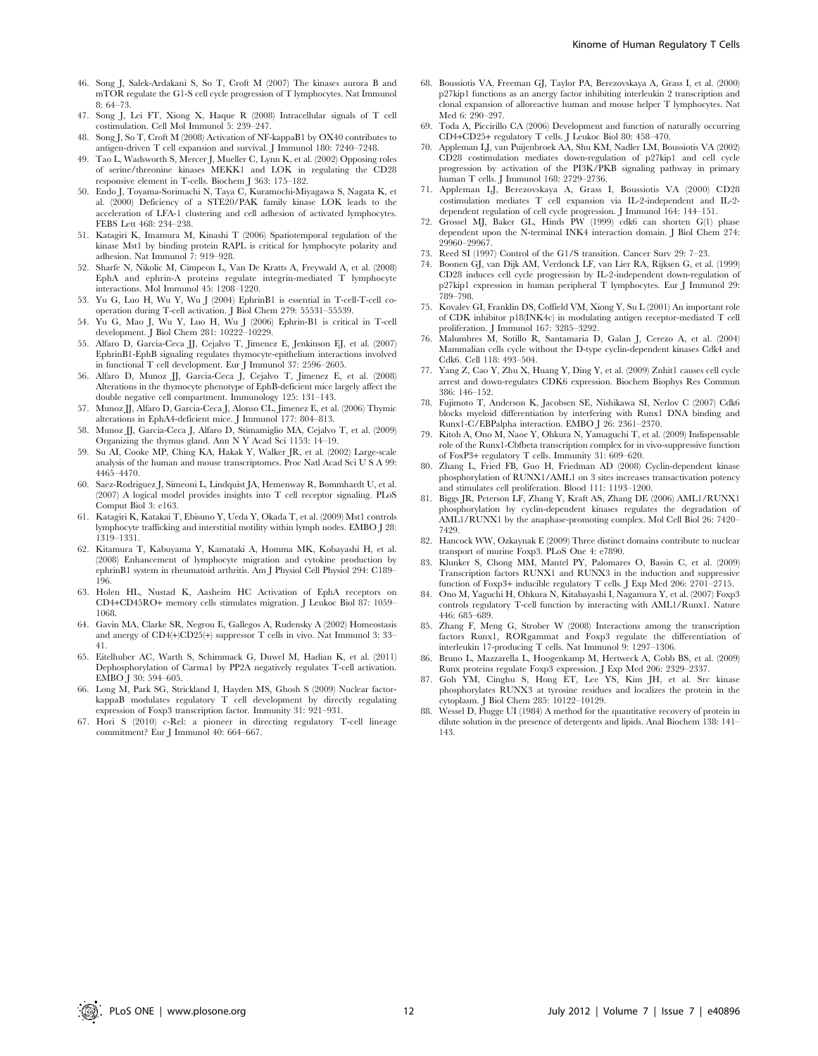46. Song J, Salek-Ardakani S, So T, Croft M (2007) The kinases aurora B and mTOR regulate the G1-S cell cycle progression of T lymphocytes. Nat Immunol 8: 64–73.
47. Song J, Lei FT, Xiong X, Haque R (2008) Intracellular signals of T cell costimulation. Cell Mol Immunol 5: 239–247.
48. Song J, So T, Croft M (2008) Activation of NF-kappaB1 by OX40 contributes to antigen-driven T cell expansion and survival. J Immunol 180: 7240–7248.
49. Tao L, Wadsworth S, Mercer J, Mueller C, Lynn K, et al. (2002) Opposing roles of serine/threonine kinases MEKK1 and LOK in regulating the CD28 responsive element in T-cells. Biochem J 363: 175–182.
50. Endo J, Toyama-Sorimachi N, Taya C, Kuramochi-Miyagawa S, Nagata K, et al. (2000) Deficiency of a STE20/PAK family kinase LOK leads to the acceleration of LFA-1 clustering and cell adhesion of activated lymphocytes. FEBS Lett 468: 234–238.
51. Katagiri K, Imamura M, Kinashi T (2006) Spatiotemporal regulation of the kinase Mst1 by binding protein RAPL is critical for lymphocyte polarity and adhesion. Nat Immunol 7: 919–928.
52. Sharfe N, Nikolic M, Cimpeon L, Van De Kratts A, Freywald A, et al. (2008) EphA and ephrin-A proteins regulate integrin-mediated T lymphocyte interactions. Mol Immunol 45: 1208–1220.
53. Yu G, Luo H, Wu Y, Wu J (2004) EphrinB1 is essential in T-cell-T-cell co-operation during T-cell activation. J Biol Chem 279: 55531–55539.
54. Yu G, Mao J, Wu Y, Luo H, Wu J (2006) Ephrin-B1 is critical in T-cell development. J Biol Chem 281: 10222–10229.
55. Alfaro D, Garcia-Ceca JJ, Cejalvo T, Jimenez E, Jenkinson EJ, et al. (2007) EphrinB1-EphB signaling regulates thymocyte-epithelium interactions involved in functional T cell development. Eur J Immunol 37: 2596–2605.
56. Alfaro D, Munoz JJ, Garcia-Ceca J, Cejalvo T, Jimenez E, et al. (2008) Alterations in the thymocyte phenotype of EphB-deficient mice largely affect the double negative cell compartment. Immunology 125: 131–143.
57. Munoz JJ, Alfaro D, Garcia-Ceca J, Alonso CL, Jimenez E, et al. (2006) Thymic alterations in EphA4-deficient mice. J Immunol 177: 804–813.
58. Munoz JJ, Garcia-Ceca J, Alfaro D, Stimamiglio MA, Cejalvo T, et al. (2009) Organizing the thymus gland. Ann N Y Acad Sci 1153: 14–19.
59. Su AI, Cooke MP, Ching KA, Hakak Y, Walker JR, et al. (2002) Large-scale analysis of the human and mouse transcriptomes. Proc Natl Acad Sci U S A 99: 4465–4470.
60. Saez-Rodriguez J, Simeoni L, Lindquist JA, Hemenway R, Bommhardt U, et al. (2007) A logical model provides insights into T cell receptor signaling. PLoS Comput Biol 3: e163.
61. Katagiri K, Katakai T, Ebisuno Y, Ueda Y, Okada T, et al. (2009) Mst1 controls lymphocyte trafficking and interstitial motility within lymph nodes. EMBO J 28: 1319–1331.
62. Kitamura T, Kabuyama Y, Kamataki A, Homma MK, Kobayashi H, et al. (2008) Enhancement of lymphocyte migration and cytokine production by ephrinB1 system in rheumatoid arthritis. Am J Physiol Cell Physiol 294: C189–196.
63. Holen HL, Nustad K, Aasheim HC Activation of EphA receptors on CD4+CD45RO+ memory cells stimulates migration. J Leukoc Biol 87: 1059–1068.
64. Gavin MA, Clarke SR, Negrou E, Gallegos A, Rudensky A (2002) Homeostasis and anergy of CD4(+)CD25(+) suppressor T cells in vivo. Nat Immunol 3: 33–41.
65. Eitelhuber AC, Warth S, Schimmack G, Duwel M, Hadian K, et al. (2011) Dephosphorylation of Carma1 by PP2A negatively regulates T-cell activation. EMBO J 30: 594–605.
66. Long M, Park SG, Strickland I, Hayden MS, Ghosh S (2009) Nuclear factor-kappaB modulates regulatory T cell development by directly regulating expression of Foxp3 transcription factor. Immunity 31: 921–931.
67. Hori S (2010) c-Rel: a pioneer in directing regulatory T-cell lineage commitment? Eur J Immunol 40: 664–667.
68. Boussiotis VA, Freeman GJ, Taylor PA, Berezovskaya A, Grass I, et al. (2000) p27kip1 functions as an anergy factor inhibiting interleukin 2 transcription and clonal expansion of alloreactive human and mouse helper T lymphocytes. Nat Med 6: 290–297.
69. Toda A, Piccirillo CA (2006) Development and function of naturally occurring CD4+CD25+ regulatory T cells. J Leukoc Biol 80: 458–470.
70. Appleman LJ, van Puijenbroek AA, Shu KM, Nadler LM, Boussiotis VA (2002) CD28 costimulation mediates down-regulation of p27kip1 and cell cycle progression by activation of the PI3K/PKB signaling pathway in primary human T cells. J Immunol 168: 2729–2736.
71. Appleman LJ, Berezovskaya A, Grass I, Boussiotis VA (2000) CD28 costimulation mediates T cell expansion via IL-2-independent and IL-2-dependent regulation of cell cycle progression. J Immunol 164: 144–151.
72. Grossel MJ, Baker GL, Hinds PW (1999) cdk6 can shorten G(1) phase dependent upon the N-terminal INK4 interaction domain. J Biol Chem 274: 29960–29967.
73. Reed SI (1997) Control of the G1/S transition. Cancer Surv 29: 7–23.
74. Boonen GJ, van Dijk AM, Verdonck LF, van Lier RA, Rijksen G, et al. (1999) CD28 induces cell cycle progression by IL-2-independent down-regulation of p27kip1 expression in human peripheral T lymphocytes. Eur J Immunol 29: 789–798.
75. Kovalev GI, Franklin DS, Coffield VM, Xiong Y, Su L (2001) An important role of CDK inhibitor p18(INK4c) in modulating antigen receptor-mediated T cell proliferation. J Immunol 167: 3285–3292.
76. Malumbres M, Sotillo R, Santamaria D, Galan J, Cerezo A, et al. (2004) Mammalian cells cycle without the D-type cyclin-dependent kinases Cdk4 and Cdk6. Cell 118: 493–504.
77. Yang Z, Cao Y, Zhu X, Huang Y, Ding Y, et al. (2009) Znhit1 causes cell cycle arrest and down-regulates CDK6 expression. Biochem Biophys Res Commun 386: 146–152.
78. Fujimoto T, Anderson K, Jacobsen SE, Nishikawa SI, Nerlov C (2007) Cdk6 blocks myeloid differentiation by interfering with Runx1 DNA binding and Runx1-C/EBPalpha interaction. EMBO J 26: 2361–2370.
79. Kitoh A, Ono M, Naoe Y, Ohkura N, Yamaguchi T, et al. (2009) Indispensable role of the Runx1-Cbfbeta transcription complex for in vivo-suppressive function of FoxP3+ regulatory T cells. Immunity 31: 609–620.
80. Zhang L, Fried FB, Guo H, Friedman AD (2008) Cyclin-dependent kinase phosphorylation of RUNX1/AML1 on 3 sites increases transactivation potency and stimulates cell proliferation. Blood 111: 1193–1200.
81. Biggs JR, Peterson LF, Zhang Y, Kraft AS, Zhang DE (2006) AML1/RUNX1 phosphorylation by cyclin-dependent kinases regulates the degradation of AML1/RUNX1 by the anaphase-promoting complex. Mol Cell Biol 26: 7420–7429.
82. Hancock WW, Ozkaynak E (2009) Three distinct domains contribute to nuclear transport of murine Foxp3. PLoS One 4: e7890.
83. Klunker S, Chong MM, Mantel PY, Palomares O, Bassin C, et al. (2009) Transcription factors RUNX1 and RUNX3 in the induction and suppressive function of Foxp3+ inducible regulatory T cells. J Exp Med 206: 2701–2715.
84. Ono M, Yaguchi H, Ohkura N, Kitabayashi I, Nagamura Y, et al. (2007) Foxp3 controls regulatory T-cell function by interacting with AML1/Runx1. Nature 446: 685–689.
85. Zhang F, Meng G, Strober W (2008) Interactions among the transcription factors Runx1, RORgammat and Foxp3 regulate the differentiation of interleukin 17-producing T cells. Nat Immunol 9: 1297–1306.
86. Bruno L, Mazzarella L, Hoogenkamp M, Hertweck A, Cobb BS, et al. (2009) Runx proteins regulate Foxp3 expression. J Exp Med 206: 2329–2337.
87. Goh YM, Cinghu S, Hong ET, Lee YS, Kim JH, et al. Src kinase phosphorylates RUNX3 at tyrosine residues and localizes the protein in the cytoplasm. J Biol Chem 285: 10122–10129.
88. Wessel D, Flugge UI (1984) A method for the quantitative recovery of protein in dilute solution in the presence of detergents and lipids. Anal Biochem 138: 141–143.